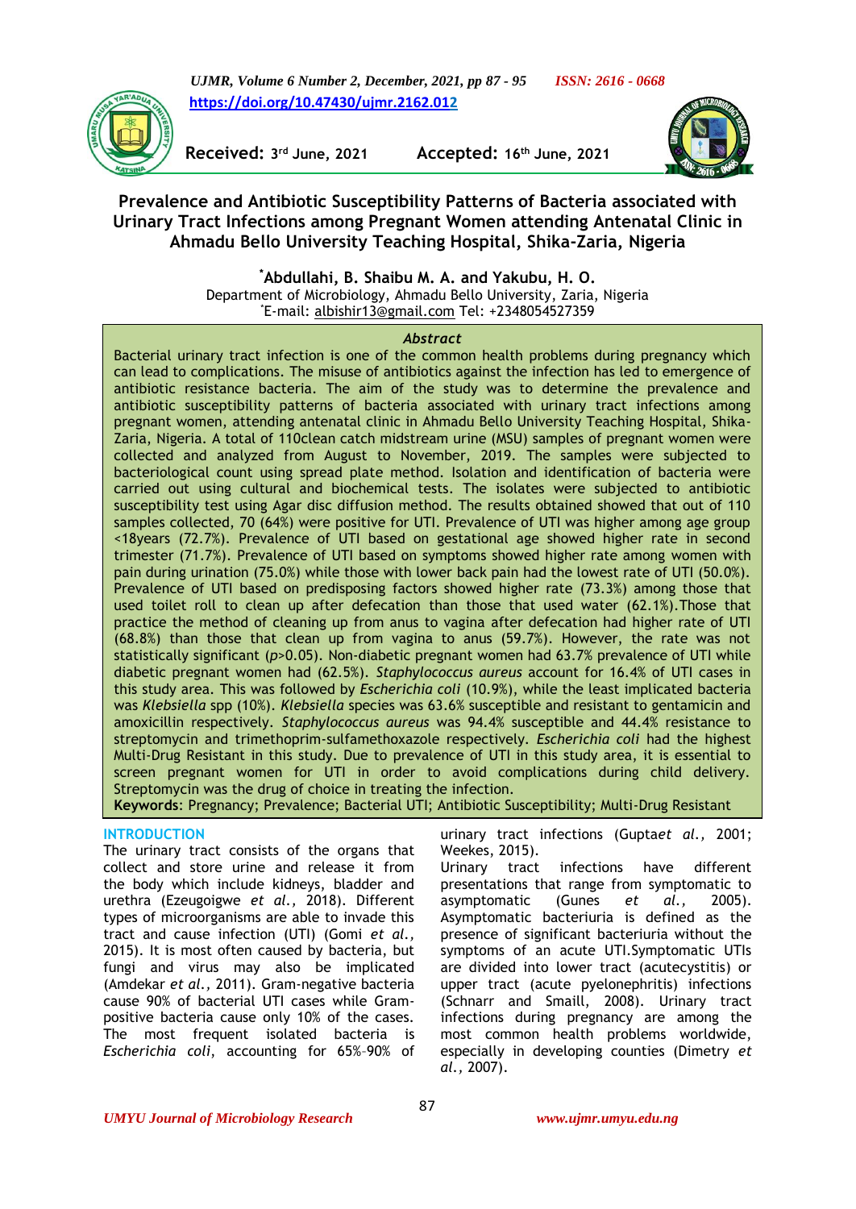https://doi.org/10.47430/ujmr.2162.012

Received: 3rd June, 2021 Accepted: 16th June, 2021

# Prevalence and Antibiotic Susceptibility Patterns of Bacteria associated with Urinary Tract Infections among Pregnant Women attending Antenatal Clinic in Ahmadu Bello University Teaching Hospital, Shika-Zaria, Nigeria

**\*Abdullahi, B. Shaibu M. A. and Yakubu, H. O.**

Department of Microbiology, Ahmadu Bello University, Zaria, Nigeria

\*E-mail: albishir13@gmail.com Tel: +2348054527359

## *Abstract*

Bacterial urinary tract infection is one of the common health problems during pregnancy which can lead to complications. The misuse of antibiotics against the infection has led to emergence of antibiotic resistance bacteria. The aim of the study was to determine the prevalence and antibiotic susceptibility patterns of bacteria associated with urinary tract infections among pregnant women, attending antenatal clinic in Ahmadu Bello University Teaching Hospital, Shika-Zaria, Nigeria. A total of 110clean catch midstream urine (MSU) samples of pregnant women were collected and analyzed from August to November, 2019. The samples were subjected to bacteriological count using spread plate method. Isolation and identification of bacteria were carried out using cultural and biochemical tests. The isolates were subjected to antibiotic susceptibility test using Agar disc diffusion method. The results obtained showed that out of 110 samples collected, 70 (64%) were positive for UTI. Prevalence of UTI was higher among age group <18years (72.7%). Prevalence of UTI based on gestational age showed higher rate in second trimester (71.7%). Prevalence of UTI based on symptoms showed higher rate among women with pain during urination (75.0%) while those with lower back pain had the lowest rate of UTI (50.0%). Prevalence of UTI based on predisposing factors showed higher rate (73.3%) among those that used toilet roll to clean up after defecation than those that used water (62.1%).Those that practice the method of cleaning up from anus to vagina after defecation had higher rate of UTI (68.8%) than those that clean up from vagina to anus (59.7%). However, the rate was not statistically significant ($p$>0.05). Non-diabetic pregnant women had 63.7% prevalence of UTI while diabetic pregnant women had (62.5%). *Staphylococcus aureus* account for 16.4% of UTI cases in this study area. This was followed by *Escherichia coli* (10.9%), while the least implicated bacteria was *Klebsiella* spp (10%). *Klebsiella* species was 63.6% susceptible and resistant to gentamicin and amoxicillin respectively. *Staphylococcus aureus* was 94.4% susceptible and 44.4% resistance to streptomycin and trimethoprim-sulfamethoxazole respectively. *Escherichia coli* had the highest Multi-Drug Resistant in this study. Due to prevalence of UTI in this study area, it is essential to screen pregnant women for UTI in order to avoid complications during child delivery. Streptomycin was the drug of choice in treating the infection.

**Keywords**: Pregnancy; Prevalence; Bacterial UTI; Antibiotic Susceptibility; Multi-Drug Resistant

## INTRODUCTION

The urinary tract consists of the organs that collect and store urine and release it from the body which include kidneys, bladder and urethra (Ezeugoigwe *et al.,* 2018). Different types of microorganisms are able to invade this tract and cause infection (UTI) (Gomi *et al.,* 2015). It is most often caused by bacteria, but fungi and virus may also be implicated (Amdekar *et al.,* 2011). Gram-negative bacteria cause 90% of bacterial UTI cases while Gram-positive bacteria cause only 10% of the cases. The most frequent isolated bacteria is *Escherichia coli,* accounting for 65%–90% of urinary tract infections (Guptaet *al.,* 2001; Weekes, 2015).

Urinary tract infections have different presentations that range from symptomatic to asymptomatic (Gunes *et al.,* 2005). Asymptomatic bacteriuria is defined as the presence of significant bacteriuria without the symptoms of an acute UTI.Symptomatic UTIs are divided into lower tract (acutecystitis) or upper tract (acute pyelonephritis) infections (Schnarr and Smaill, 2008). Urinary tract infections during pregnancy are among the most common health problems worldwide, especially in developing counties (Dimetry *et al.,* 2007).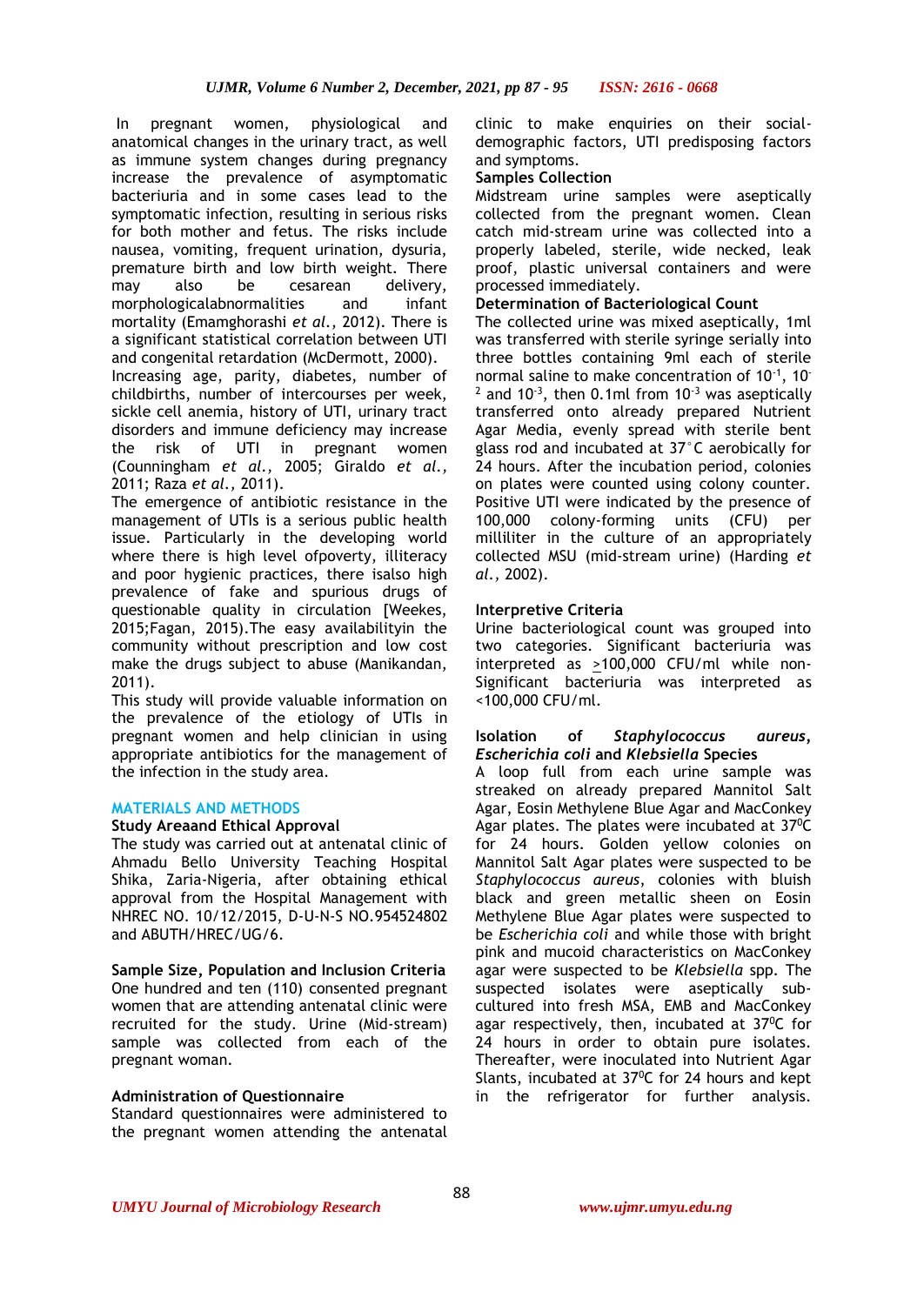In pregnant women, physiological and anatomical changes in the urinary tract, as well as immune system changes during pregnancy increase the prevalence of asymptomatic bacteriuria and in some cases lead to the symptomatic infection, resulting in serious risks for both mother and fetus. The risks include nausea, vomiting, frequent urination, dysuria, premature birth and low birth weight. There may also be cesarean delivery, morphologicalabnormalities and infant mortality (Emamghorashi *et al.,* 2012). There is a significant statistical correlation between UTI and congenital retardation (McDermott, 2000).

Increasing age, parity, diabetes, number of childbirths, number of intercourses per week, sickle cell anemia, history of UTI, urinary tract disorders and immune deficiency may increase the risk of UTI in pregnant women (Counningham *et al.,* 2005; Giraldo *et al.,* 2011; Raza *et al.,* 2011).

The emergence of antibiotic resistance in the management of UTIs is a serious public health issue. Particularly in the developing world where there is high level ofpoverty, illiteracy and poor hygienic practices, there isalso high prevalence of fake and spurious drugs of questionable quality in circulation [Weekes, 2015;Fagan, 2015).The easy availabilityin the community without prescription and low cost make the drugs subject to abuse (Manikandan, 2011).

This study will provide valuable information on the prevalence of the etiology of UTIs in pregnant women and help clinician in using appropriate antibiotics for the management of the infection in the study area.

## MATERIALS AND METHODS

### Study Areaand Ethical Approval

The study was carried out at antenatal clinic of Ahmadu Bello University Teaching Hospital Shika, Zaria-Nigeria, after obtaining ethical approval from the Hospital Management with NHREC NO. 10/12/2015, D-U-N-S NO.954524802 and ABUTH/HREC/UG/6.

### Sample Size, Population and Inclusion Criteria

One hundred and ten (110) consented pregnant women that are attending antenatal clinic were recruited for the study. Urine (Mid-stream) sample was collected from each of the pregnant woman.

### Administration of Questionnaire

Standard questionnaires were administered to the pregnant women attending the antenatal clinic to make enquiries on their social-demographic factors, UTI predisposing factors and symptoms.

### Samples Collection

Midstream urine samples were aseptically collected from the pregnant women. Clean catch mid-stream urine was collected into a properly labeled, sterile, wide necked, leak proof, plastic universal containers and were processed immediately.

### Determination of Bacteriological Count

The collected urine was mixed aseptically, 1ml was transferred with sterile syringe serially into three bottles containing 9ml each of sterile normal saline to make concentration of $10^{-1}$, $10^{-2}$ and $10^{-3}$, then 0.1ml from $10^{-3}$ was aseptically transferred onto already prepared Nutrient Agar Media, evenly spread with sterile bent glass rod and incubated at 37°C aerobically for 24 hours. After the incubation period, colonies on plates were counted using colony counter. Positive UTI were indicated by the presence of 100,000 colony-forming units (CFU) per milliliter in the culture of an appropriately collected MSU (mid-stream urine) (Harding *et al.,* 2002).

### Interpretive Criteria

Urine bacteriological count was grouped into two categories. Significant bacteriuria was interpreted as $\geq$100,000 CFU/ml while non-Significant bacteriuria was interpreted as <100,000 CFU/ml.

### Isolation of *Staphylococcus aureus*, *Escherichia coli* and *Klebsiella* Species

A loop full from each urine sample was streaked on already prepared Mannitol Salt Agar, Eosin Methylene Blue Agar and MacConkey Agar plates. The plates were incubated at $37^0$C for 24 hours. Golden yellow colonies on Mannitol Salt Agar plates were suspected to be *Staphylococcus aureus*, colonies with bluish black and green metallic sheen on Eosin Methylene Blue Agar plates were suspected to be *Escherichia coli* and while those with bright pink and mucoid characteristics on MacConkey agar were suspected to be *Klebsiella* spp. The suspected isolates were aseptically sub-cultured into fresh MSA, EMB and MacConkey agar respectively, then, incubated at $37^0$C for 24 hours in order to obtain pure isolates. Thereafter, were inoculated into Nutrient Agar Slants, incubated at $37^0$C for 24 hours and kept in the refrigerator for further analysis.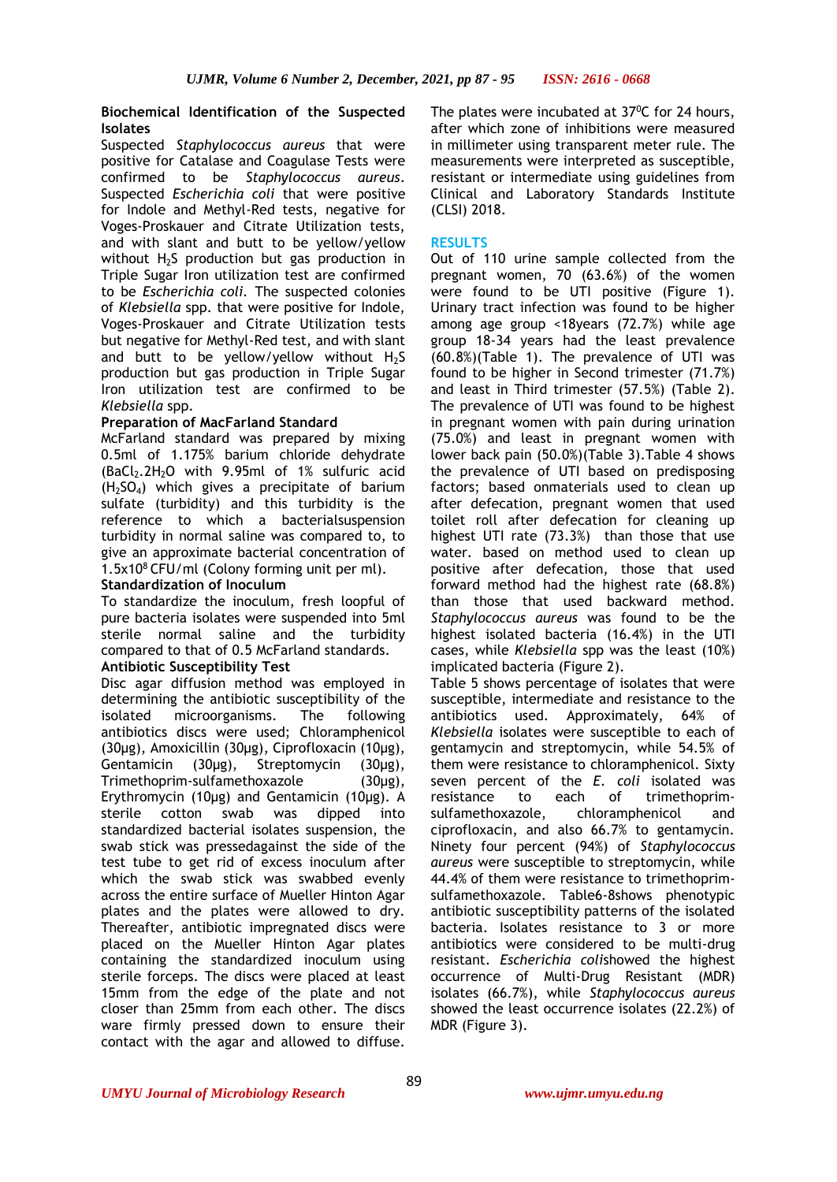**Biochemical Identification of the Suspected Isolates**

Suspected *Staphylococcus aureus* that were positive for Catalase and Coagulase Tests were confirmed to be *Staphylococcus aureus*. Suspected *Escherichia coli* that were positive for Indole and Methyl-Red tests, negative for Voges-Proskauer and Citrate Utilization tests, and with slant and butt to be yellow/yellow without $H_2S$ production but gas production in Triple Sugar Iron utilization test are confirmed to be *Escherichia coli.* The suspected colonies of *Klebsiella* spp. that were positive for Indole, Voges-Proskauer and Citrate Utilization tests but negative for Methyl-Red test, and with slant and butt to be yellow/yellow without $H_2S$ production but gas production in Triple Sugar Iron utilization test are confirmed to be *Klebsiella* spp.

**Preparation of MacFarland Standard**

McFarland standard was prepared by mixing 0.5ml of 1.175% barium chloride dehydrate ($BaCl_2.2H_2O$ with 9.95ml of 1% sulfuric acid ($H_2SO_4$) which gives a precipitate of barium sulfate (turbidity) and this turbidity is the reference to which a bacterialsuspension turbidity in normal saline was compared to, to give an approximate bacterial concentration of $1.5 \times 10^8$ CFU/ml (Colony forming unit per ml).

**Standardization of Inoculum**

To standardize the inoculum, fresh loopful of pure bacteria isolates were suspended into 5ml sterile normal saline and the turbidity compared to that of 0.5 McFarland standards.

**Antibiotic Susceptibility Test**

Disc agar diffusion method was employed in determining the antibiotic susceptibility of the isolated microorganisms. The following antibiotics discs were used; Chloramphenicol (30µg), Amoxicillin (30µg), Ciprofloxacin (10µg), Gentamicin (30µg), Streptomycin (30µg), Trimethoprim-sulfamethoxazole (30µg), Erythromycin (10µg) and Gentamicin (10µg). A sterile cotton swab was dipped into standardized bacterial isolates suspension, the swab stick was pressedagainst the side of the test tube to get rid of excess inoculum after which the swab stick was swabbed evenly across the entire surface of Mueller Hinton Agar plates and the plates were allowed to dry. Thereafter, antibiotic impregnated discs were placed on the Mueller Hinton Agar plates containing the standardized inoculum using sterile forceps. The discs were placed at least 15mm from the edge of the plate and not closer than 25mm from each other. The discs ware firmly pressed down to ensure their contact with the agar and allowed to diffuse. The plates were incubated at 37$^0$C for 24 hours, after which zone of inhibitions were measured in millimeter using transparent meter rule. The measurements were interpreted as susceptible, resistant or intermediate using guidelines from Clinical and Laboratory Standards Institute (CLSI) 2018.

## RESULTS

Out of 110 urine sample collected from the pregnant women, 70 (63.6%) of the women were found to be UTI positive (Figure 1). Urinary tract infection was found to be higher among age group <18years (72.7%) while age group 18-34 years had the least prevalence (60.8%)(Table 1). The prevalence of UTI was found to be higher in Second trimester (71.7%) and least in Third trimester (57.5%) (Table 2). The prevalence of UTI was found to be highest in pregnant women with pain during urination (75.0%) and least in pregnant women with lower back pain (50.0%)(Table 3).Table 4 shows the prevalence of UTI based on predisposing factors; based onmaterials used to clean up after defecation, pregnant women that used toilet roll after defecation for cleaning up highest UTI rate (73.3%) than those that use water. based on method used to clean up positive after defecation, those that used forward method had the highest rate (68.8%) than those that used backward method. *Staphylococcus aureus* was found to be the highest isolated bacteria (16.4%) in the UTI cases, while *Klebsiella* spp was the least (10%) implicated bacteria (Figure 2).

Table 5 shows percentage of isolates that were susceptible, intermediate and resistance to the antibiotics used. Approximately, 64% of *Klebsiella* isolates were susceptible to each of gentamycin and streptomycin, while 54.5% of them were resistance to chloramphenicol. Sixty seven percent of the *E. coli* isolated was resistance to each of trimethoprim-sulfamethoxazole, chloramphenicol and ciprofloxacin, and also 66.7% to gentamycin. Ninety four percent (94%) of *Staphylococcus aureus* were susceptible to streptomycin, while 44.4% of them were resistance to trimethoprim-sulfamethoxazole. Table6-8shows phenotypic antibiotic susceptibility patterns of the isolated bacteria. Isolates resistance to 3 or more antibiotics were considered to be multi-drug resistant. *Escherichia coli*showed the highest occurrence of Multi-Drug Resistant (MDR) isolates (66.7%), while *Staphylococcus aureus* showed the least occurrence isolates (22.2%) of MDR (Figure 3).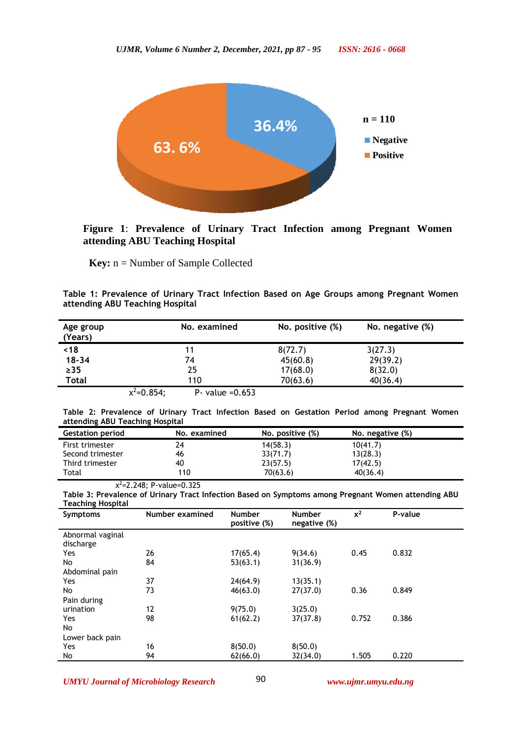**Figure 1**: **Prevalence of Urinary Tract Infection among Pregnant Women attending ABU Teaching Hospital**

**Key:** n = Number of Sample Collected

**Table 1: Prevalence of Urinary Tract Infection Based on Age Groups among Pregnant Women attending ABU Teaching Hospital**

| Age group (Years) | No. examined | No. positive (%) | No. negative (%) |
|---|---|---|---|
| <18 | 11 | 8(72.7) | 3(27.3) |
| 18-34 | 74 | 45(60.8) | 29(39.2) |
| ≥35 | 25 | 17(68.0) | 8(32.0) |
| Total | 110 | 70(63.6) | 40(36.4) |

$x^2$=0.854; P- value =0.653

**Table 2: Prevalence of Urinary Tract Infection Based on Gestation Period among Pregnant Women attending ABU Teaching Hospital**

| Gestation period | No. examined | No. positive (%) | No. negative (%) |
|---|---|---|---|
| First trimester | 24 | 14(58.3) | 10(41.7) |
| Second trimester | 46 | 33(71.7) | 13(28.3) |
| Third trimester | 40 | 23(57.5) | 17(42.5) |
| Total | 110 | 70(63.6) | 40(36.4) |

$x^2$=2.248; P-value=0.325

**Table 3: Prevalence of Urinary Tract Infection Based on Symptoms among Pregnant Women attending ABU Teaching Hospital**

| Symptoms | Number examined | Number positive (%) | Number negative (%) | $x^2$ | P-value |
|---|---|---|---|---|---|
| Abnormal vaginal discharge | | | | | |
| Yes | 26 | 17(65.4) | 9(34.6) | 0.45 | 0.832 |
| No | 84 | 53(63.1) | 31(36.9) | | |
| Abdominal pain | | | | | |
| Yes | 37 | 24(64.9) | 13(35.1) | | |
| No | 73 | 46(63.0) | 27(37.0) | 0.36 | 0.849 |
| Pain during urination | 12 | 9(75.0) | 3(25.0) | | |
| Yes | 98 | 61(62.2) | 37(37.8) | 0.752 | 0.386 |
| No | | | | | |
| Lower back pain | | | | | |
| Yes | 16 | 8(50.0) | 8(50.0) | | |
| No | 94 | 62(66.0) | 32(34.0) | 1.505 | 0.220 |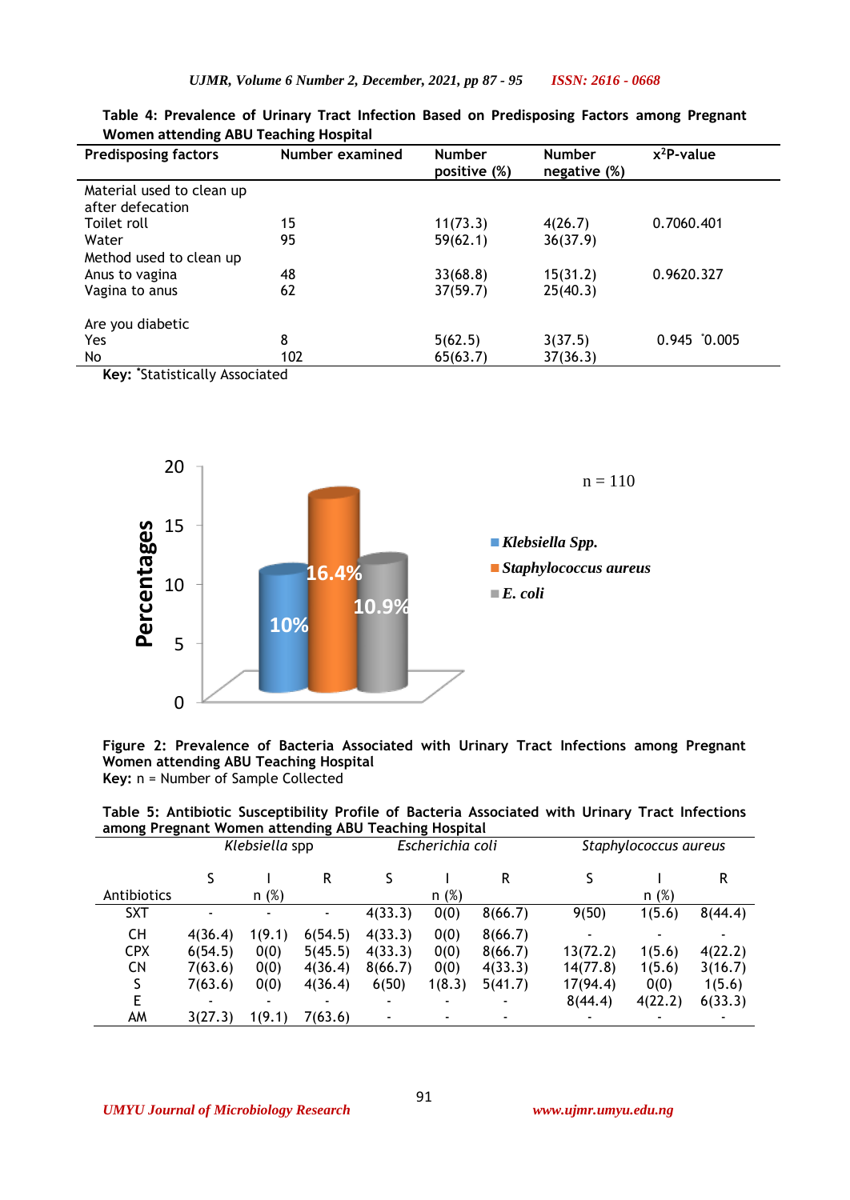**Table 4: Prevalence of Urinary Tract Infection Based on Predisposing Factors among Pregnant Women attending ABU Teaching Hospital**

| Predisposing factors | Number examined | Number positive (%) | Number negative (%) | $x^2$P-value |
|---|---|---|---|---|
| Material used to clean up after defecation | | | | |
| Toilet roll | 15 | 11(73.3) | 4(26.7) | 0.7060.401 |
| Water | 95 | 59(62.1) | 36(37.9) | |
| Method used to clean up | | | | |
| Anus to vagina | 48 | 33(68.8) | 15(31.2) | 0.9620.327 |
| Vagina to anus | 62 | 37(59.7) | 25(40.3) | |
| Are you diabetic | | | | |
| Yes | 8 | 5(62.5) | 3(37.5) | 0.945 *0.005 |
| No | 102 | 65(63.7) | 37(36.3) | |

**Key:** *Statistically Associated

**Figure 2: Prevalence of Bacteria Associated with Urinary Tract Infections among Pregnant Women attending ABU Teaching Hospital**
**Key:** n = Number of Sample Collected

**Table 5: Antibiotic Susceptibility Profile of Bacteria Associated with Urinary Tract Infections among Pregnant Women attending ABU Teaching Hospital**

| | *Klebsiella* spp | | | *Escherichia coli* | | | *Staphylococcus aureus* | | |
|---|---|---|---|---|---|---|---|---|---|
| | S | I | R | S | I | R | S | I | R |
| Antibiotics | | n (%) | | | n (%) | | | n (%) | |
| SXT | - | - | - | 4(33.3) | 0(0) | 8(66.7) | 9(50) | 1(5.6) | 8(44.4) |
| CH | 4(36.4) | 1(9.1) | 6(54.5) | 4(33.3) | 0(0) | 8(66.7) | - | - | - |
| CPX | 6(54.5) | 0(0) | 5(45.5) | 4(33.3) | 0(0) | 8(66.7) | 13(72.2) | 1(5.6) | 4(22.2) |
| CN | 7(63.6) | 0(0) | 4(36.4) | 8(66.7) | 0(0) | 4(33.3) | 14(77.8) | 1(5.6) | 3(16.7) |
| S | 7(63.6) | 0(0) | 4(36.4) | 6(50) | 1(8.3) | 5(41.7) | 17(94.4) | 0(0) | 1(5.6) |
| E | - | - | - | - | - | - | 8(44.4) | 4(22.2) | 6(33.3) |
| AM | 3(27.3) | 1(9.1) | 7(63.6) | - | - | - | - | - | - |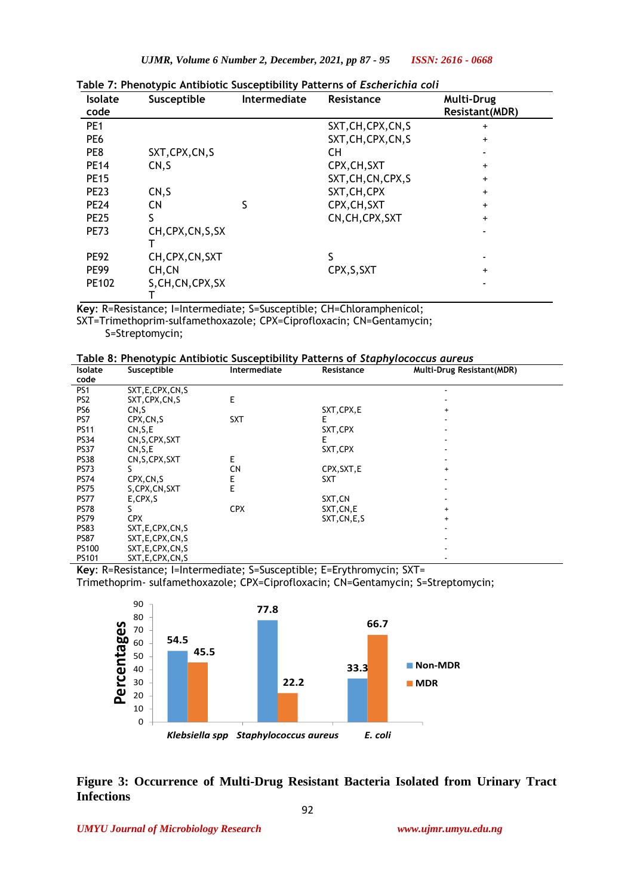**Table 7: Phenotypic Antibiotic Susceptibility Patterns of *Escherichia coli***

| Isolate code | Susceptible | Intermediate | Resistance | Multi-Drug Resistant(MDR) |
|---|---|---|---|---|
| PE1 | | | SXT,CH,CPX,CN,S | + |
| PE6 | | | SXT,CH,CPX,CN,S | + |
| PE8 | SXT,CPX,CN,S | | CH | - |
| PE14 | CN,S | | CPX,CH,SXT | + |
| PE15 | | | SXT,CH,CN,CPX,S | + |
| PE23 | CN,S | | SXT,CH,CPX | + |
| PE24 | CN | S | CPX,CH,SXT | + |
| PE25 | S | | CN,CH,CPX,SXT | + |
| PE73 | CH,CPX,CN,S,SXT | | | - |
| PE92 | CH,CPX,CN,SXT | | S | - |
| PE99 | CH,CN | | CPX,S,SXT | + |
| PE102 | S,CH,CN,CPX,SXT | | | - |

**Key**: R=Resistance; I=Intermediate; S=Susceptible; CH=Chloramphenicol; SXT=Trimethoprim-sulfamethoxazole; CPX=Ciprofloxacin; CN=Gentamycin; S=Streptomycin;

**Table 8: Phenotypic Antibiotic Susceptibility Patterns of *Staphylococcus aureus***

| Isolate code | Susceptible | Intermediate | Resistance | Multi-Drug Resistant(MDR) |
|---|---|---|---|---|
| PS1 | SXT,E,CPX,CN,S | | | - |
| PS2 | SXT,CPX,CN,S | E | | - |
| PS6 | CN,S | | SXT,CPX,E | + |
| PS7 | CPX,CN,S | SXT | E | - |
| PS11 | CN,S,E | | SXT,CPX | - |
| PS34 | CN,S,CPX,SXT | | E | - |
| PS37 | CN,S,E | | SXT,CPX | - |
| PS38 | CN,S,CPX,SXT | E | | - |
| PS73 | S | CN | CPX,SXT,E | + |
| PS74 | CPX,CN,S | E | SXT | - |
| PS75 | S,CPX,CN,SXT | E | | - |
| PS77 | E,CPX,S | | SXT,CN | - |
| PS78 | S | CPX | SXT,CN,E | + |
| PS79 | CPX | | SXT,CN,E,S | + |
| PS83 | SXT,E,CPX,CN,S | | | - |
| PS87 | SXT,E,CPX,CN,S | | | - |
| PS100 | SXT,E,CPX,CN,S | | | - |
| PS101 | SXT,E,CPX,CN,S | | | - |

**Key**: R=Resistance; I=Intermediate; S=Susceptible; E=Erythromycin; SXT= Trimethoprim- sulfamethoxazole; CPX=Ciprofloxacin; CN=Gentamycin; S=Streptomycin;

**Figure 3: Occurrence of Multi-Drug Resistant Bacteria Isolated from Urinary Tract Infections**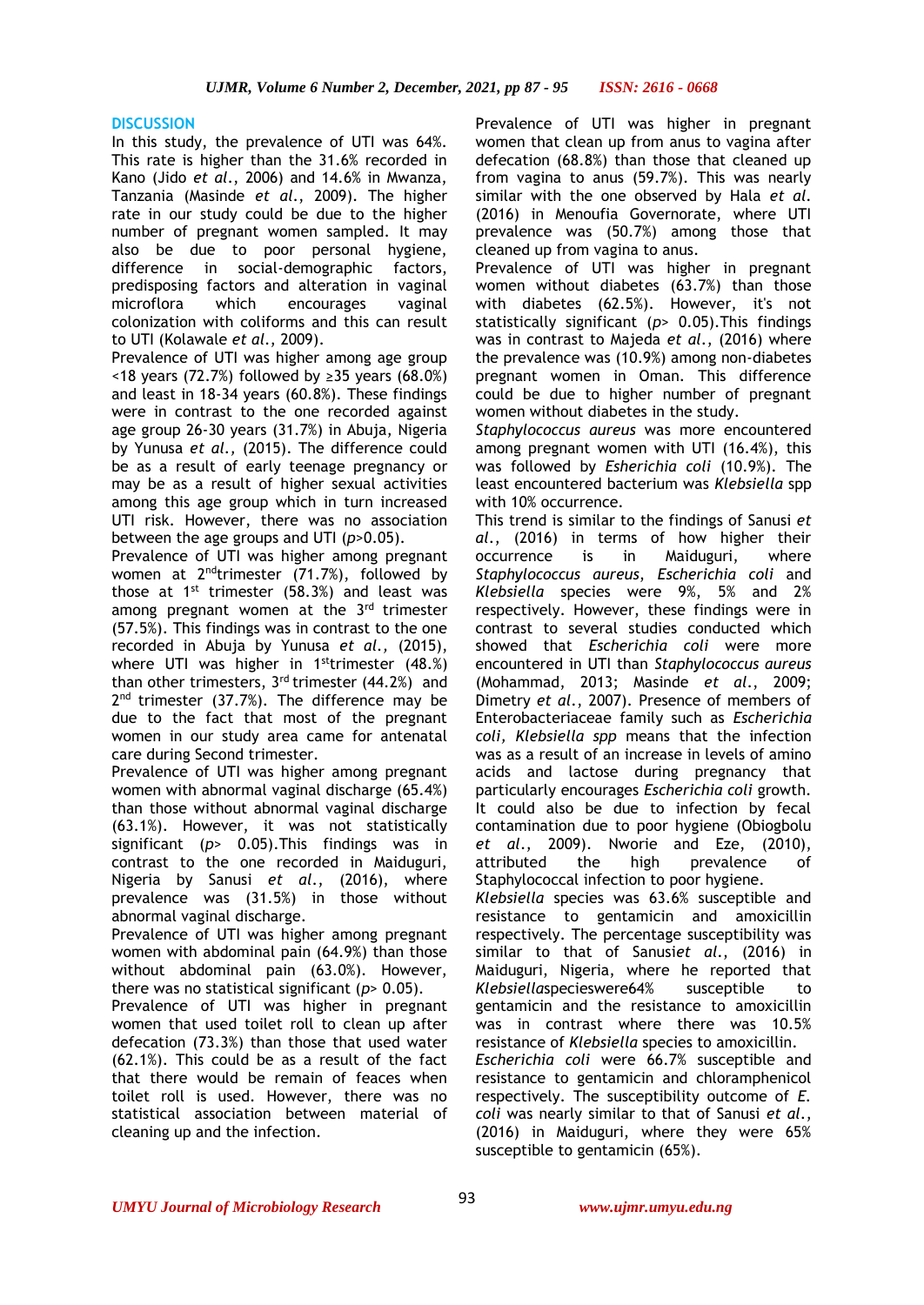## DISCUSSION

In this study, the prevalence of UTI was 64%. This rate is higher than the 31.6% recorded in Kano (Jido *et al.*, 2006) and 14.6% in Mwanza, Tanzania (Masinde *et al.*, 2009). The higher rate in our study could be due to the higher number of pregnant women sampled. It may also be due to poor personal hygiene, difference in social-demographic factors, predisposing factors and alteration in vaginal microflora which encourages vaginal colonization with coliforms and this can result to UTI (Kolawale *et al.*, 2009).

Prevalence of UTI was higher among age group <18 years (72.7%) followed by ≥35 years (68.0%) and least in 18-34 years (60.8%). These findings were in contrast to the one recorded against age group 26-30 years (31.7%) in Abuja, Nigeria by Yunusa *et al.,* (2015). The difference could be as a result of early teenage pregnancy or may be as a result of higher sexual activities among this age group which in turn increased UTI risk. However, there was no association between the age groups and UTI ($p$>0.05).

Prevalence of UTI was higher among pregnant women at 2[nd]trimester (71.7%), followed by those at 1[st] trimester (58.3%) and least was among pregnant women at the 3[rd] trimester (57.5%). This findings was in contrast to the one recorded in Abuja by Yunusa *et al.,* (2015), where UTI was higher in 1[st]trimester (48.%) than other trimesters, 3[rd] trimester (44.2%) and 2[nd] trimester (37.7%). The difference may be due to the fact that most of the pregnant women in our study area came for antenatal care during Second trimester.

Prevalence of UTI was higher among pregnant women with abnormal vaginal discharge (65.4%) than those without abnormal vaginal discharge (63.1%). However, it was not statistically significant ($p$> 0.05).This findings was in contrast to the one recorded in Maiduguri, Nigeria by Sanusi *et al.*, (2016), where prevalence was (31.5%) in those without abnormal vaginal discharge.

Prevalence of UTI was higher among pregnant women with abdominal pain (64.9%) than those without abdominal pain (63.0%). However, there was no statistical significant ($p$> 0.05).

Prevalence of UTI was higher in pregnant women that used toilet roll to clean up after defecation (73.3%) than those that used water (62.1%). This could be as a result of the fact that there would be remain of feaces when toilet roll is used. However, there was no statistical association between material of cleaning up and the infection.

Prevalence of UTI was higher in pregnant women that clean up from anus to vagina after defecation (68.8%) than those that cleaned up from vagina to anus (59.7%). This was nearly similar with the one observed by Hala *et al.* (2016) in Menoufia Governorate, where UTI prevalence was (50.7%) among those that cleaned up from vagina to anus.

Prevalence of UTI was higher in pregnant women without diabetes (63.7%) than those with diabetes (62.5%). However, it's not statistically significant ($p$> 0.05).This findings was in contrast to Majeda *et al.,* (2016) where the prevalence was (10.9%) among non-diabetes pregnant women in Oman. This difference could be due to higher number of pregnant women without diabetes in the study.

*Staphylococcus aureus* was more encountered among pregnant women with UTI (16.4%), this was followed by *Esherichia coli* (10.9%). The least encountered bacterium was *Klebsiella* spp with 10% occurrence.

This trend is similar to the findings of Sanusi *et al.*, (2016) in terms of how higher their occurrence is in Maiduguri, where *Staphylococcus aureus*, *Escherichia coli* and *Klebsiella* species were 9%, 5% and 2% respectively. However, these findings were in contrast to several studies conducted which showed that *Escherichia coli* were more encountered in UTI than *Staphylococcus aureus* (Mohammad, 2013; Masinde *et al.*, 2009; Dimetry *et al*., 2007). Presence of members of Enterobacteriaceae family such as *Escherichia coli, Klebsiella spp* means that the infection was as a result of an increase in levels of amino acids and lactose during pregnancy that particularly encourages *Escherichia coli* growth. It could also be due to infection by fecal contamination due to poor hygiene (Obiogbolu *et al*., 2009). Nworie and Eze, (2010), attributed the high prevalence of Staphylococcal infection to poor hygiene.

*Klebsiella* species was 63.6% susceptible and resistance to gentamicin and amoxicillin respectively. The percentage susceptibility was similar to that of Sanusi*et al.*, (2016) in Maiduguri, Nigeria, where he reported that *Klebsiella*specieswere64% susceptible to gentamicin and the resistance to amoxicillin was in contrast where there was 10.5% resistance of *Klebsiella* species to amoxicillin.

*Escherichia coli* were 66.7% susceptible and resistance to gentamicin and chloramphenicol respectively. The susceptibility outcome of *E. coli* was nearly similar to that of Sanusi *et al*., (2016) in Maiduguri, where they were 65% susceptible to gentamicin (65%).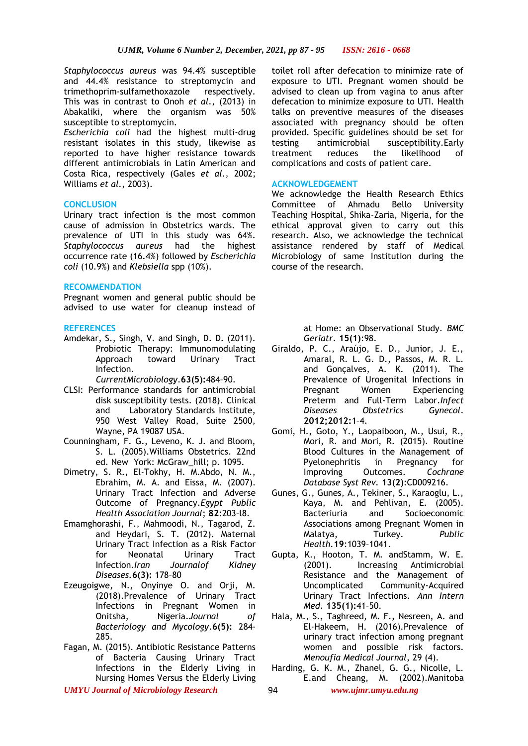*Staphylococcus aureus* was 94.4% susceptible and 44.4% resistance to streptomycin and trimethoprim-sulfamethoxazole respectively. This was in contrast to Onoh *et al.*, (2013) in Abakaliki, where the organism was 50% susceptible to streptomycin.

*Escherichia coli* had the highest multi-drug resistant isolates in this study, likewise as reported to have higher resistance towards different antimicrobials in Latin American and Costa Rica, respectively (Gales *et al.,* 2002; Williams *et al.*, 2003).

## CONCLUSION

Urinary tract infection is the most common cause of admission in Obstetrics wards. The prevalence of UTI in this study was 64%. *Staphylococcus aureus* had the highest occurrence rate (16.4%) followed by *Escherichia coli* (10.9%) and *Klebsiella* spp (10%).

## RECOMMENDATION

Pregnant women and general public should be advised to use water for cleanup instead of toilet roll after defecation to minimize rate of exposure to UTI. Pregnant women should be advised to clean up from vagina to anus after defecation to minimize exposure to UTI. Health talks on preventive measures of the diseases associated with pregnancy should be often provided. Specific guidelines should be set for testing antimicrobial susceptibility.Early treatment reduces the likelihood of complications and costs of patient care.

## ACKNOWLEDGEMENT

We acknowledge the Health Research Ethics Committee of Ahmadu Bello University Teaching Hospital, Shika-Zaria, Nigeria, for the ethical approval given to carry out this research. Also, we acknowledge the technical assistance rendered by staff of Medical Microbiology of same Institution during the course of the research.

## REFERENCES

Amdekar, S., Singh, V. and Singh, D. D. (2011). Probiotic Therapy: Immunomodulating Approach toward Urinary Tract Infection. *CurrentMicrobiology*.**63(5):**484–90.

CLSI: Performance standards for antimicrobial disk susceptibility tests. (2018). Clinical and Laboratory Standards Institute, 950 West Valley Road, Suite 2500, Wayne, PA 19087 USA.

Counningham, F. G., Leveno, K. J. and Bloom, S. L. (2005).Williams Obstetrics. 22nd ed. New York: McGraw_hill; p. 1095.

Dimetry, S. R., El-Tokhy, H. M.Abdo, N. M., Ebrahim, M. A. and Eissa, M. (2007). Urinary Tract Infection and Adverse Outcome of Pregnancy.*Egypt Public Health Association Journal*; **82**:203–l8.

Emamghorashi, F., Mahmoodi, N., Tagarod, Z. and Heydari, S. T. (2012). Maternal Urinary Tract Infection as a Risk Factor for Neonatal Urinary Tract Infection.*Iran Journalof Kidney Diseases*.**6(3):** 178–80

Ezeugoigwe, N., Onyinye O. and Orji, M. (2018).Prevalence of Urinary Tract Infections in Pregnant Women in Onitsha, Nigeria.*Journal of Bacteriology and Mycology*.**6(5):** 284-285.

Fagan, M. (2015). Antibiotic Resistance Patterns of Bacteria Causing Urinary Tract Infections in the Elderly Living in Nursing Homes Versus the Elderly Living at Home: an Observational Study. *BMC Geriatr*. **15(1)**:98.

Giraldo, P. C., Araújo, E. D., Junior, J. E., Amaral, R. L. G. D., Passos, M. R. L. and Gonçalves, A. K. (2011). The Prevalence of Urogenital Infections in Pregnant Women Experiencing Preterm and Full-Term Labor.*Infect Diseases Obstetrics Gynecol*. **2012;2012:**1–4.

Gomi, H., Goto, Y., Laopaiboon, M., Usui, R., Mori, R. and Mori, R. (2015). Routine Blood Cultures in the Management of Pyelonephritis in Pregnancy for Improving Outcomes. *Cochrane Database Syst Rev*. **13(2)**:CD009216.

Gunes, G., Gunes, A., Tekiner, S., Karaoglu, L., Kaya, M. and Pehlivan, E. (2005). Bacteriuria and Socioeconomic Associations among Pregnant Women in Malatya, Turkey. *Public Health*.**19**:1039–1041.

Gupta, K., Hooton, T. M. andStamm, W. E. (2001). Increasing Antimicrobial Resistance and the Management of Uncomplicated Community-Acquired Urinary Tract Infections. *Ann Intern Med*. **135(1):**41–50.

Hala, M., S., Taghreed, M. F., Nesreen, A. and El-Hakeem, H. (2016).Prevalence of urinary tract infection among pregnant women and possible risk factors. *Menoufia Medical Journal*, 29 (4).

Harding, G. K. M., Zhanel, G. G., Nicolle, L. E.and Cheang, M. (2002).Manitoba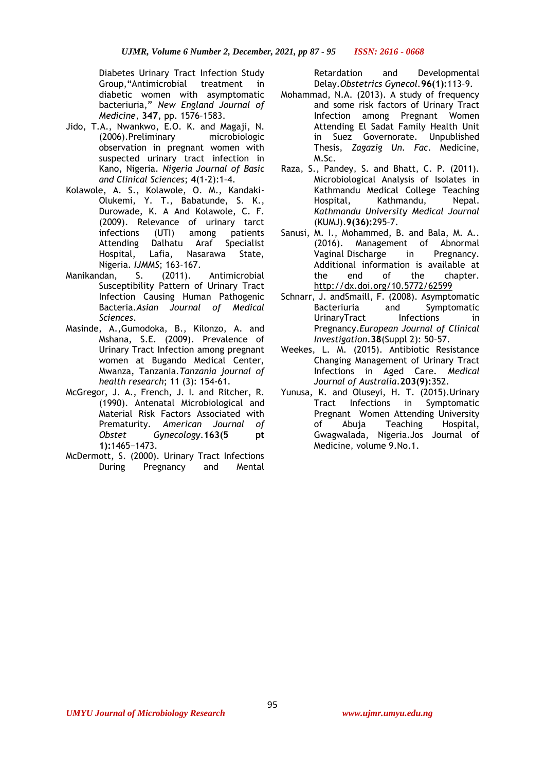Diabetes Urinary Tract Infection Study Group,"Antimicrobial treatment in diabetic women with asymptomatic bacteriuria," *New England Journal of Medicine*, **347**, pp. 1576–1583.

Jido, T.A., Nwankwo, E.O. K. and Magaji, N. (2006).Preliminary microbiologic observation in pregnant women with suspected urinary tract infection in Kano, Nigeria. *Nigeria Journal of Basic and Clinical Sciences*; **4**(1-2):1–4.

Kolawole, A. S., Kolawole, O. M., Kandaki-Olukemi, Y. T., Babatunde, S. K., Durowade, K. A And Kolawole, C. F. (2009). Relevance of urinary tarct infections (UTI) among patients Attending Dalhatu Araf Specialist Hospital, Lafia, Nasarawa State, Nigeria. *IJMMS*; 163-167.

Manikandan, S. (2011). Antimicrobial Susceptibility Pattern of Urinary Tract Infection Causing Human Pathogenic Bacteria.*Asian Journal of Medical Sciences*.

Masinde, A.,Gumodoka, B., Kilonzo, A. and Mshana, S.E. (2009). Prevalence of Urinary Tract Infection among pregnant women at Bugando Medical Center, Mwanza, Tanzania.*Tanzania journal of health research*; 11 (3): 154-61.

McGregor, J. A., French, J. I. and Ritcher, R. (1990). Antenatal Microbiological and Material Risk Factors Associated with Prematurity. *American Journal of Obstet Gynecology*.**163(5 pt 1):**1465−1473.

McDermott, S. (2000). Urinary Tract Infections During Pregnancy and Mental Retardation and Developmental Delay.*Obstetrics Gynecol*.**96(1):**113–9.

Mohammad, N.A. (2013). A study of frequency and some risk factors of Urinary Tract Infection among Pregnant Women Attending El Sadat Family Health Unit in Suez Governorate. Unpublished Thesis, *Zagazig Un. Fac*. Medicine, M.Sc.

Raza, S., Pandey, S. and Bhatt, C. P. (2011). Microbiological Analysis of Isolates in Kathmandu Medical College Teaching Hospital, Kathmandu, Nepal. *Kathmandu University Medical Journal* (KUMJ).**9(36):**295–7.

Sanusi, M. I., Mohammed, B. and Bala, M. A.. (2016). Management of Abnormal Vaginal Discharge in Pregnancy. Additional information is available at the end of the chapter. http://dx.doi.org/10.5772/62599

Schnarr, J. andSmaill, F. (2008). Asymptomatic Bacteriuria and Symptomatic UrinaryTract Infections in Pregnancy.*European Journal of Clinical Investigation*.**38**(Suppl 2): 50–57.

Weekes, L. M. (2015). Antibiotic Resistance Changing Management of Urinary Tract Infections in Aged Care. *Medical Journal of Australia*.**203(9):**352.

Yunusa, K. and Oluseyi, H. T. (2015).Urinary Tract Infections in Symptomatic Pregnant Women Attending University of Abuja Teaching Hospital, Gwagwalada, Nigeria.Jos Journal of Medicine, volume 9.No.1.